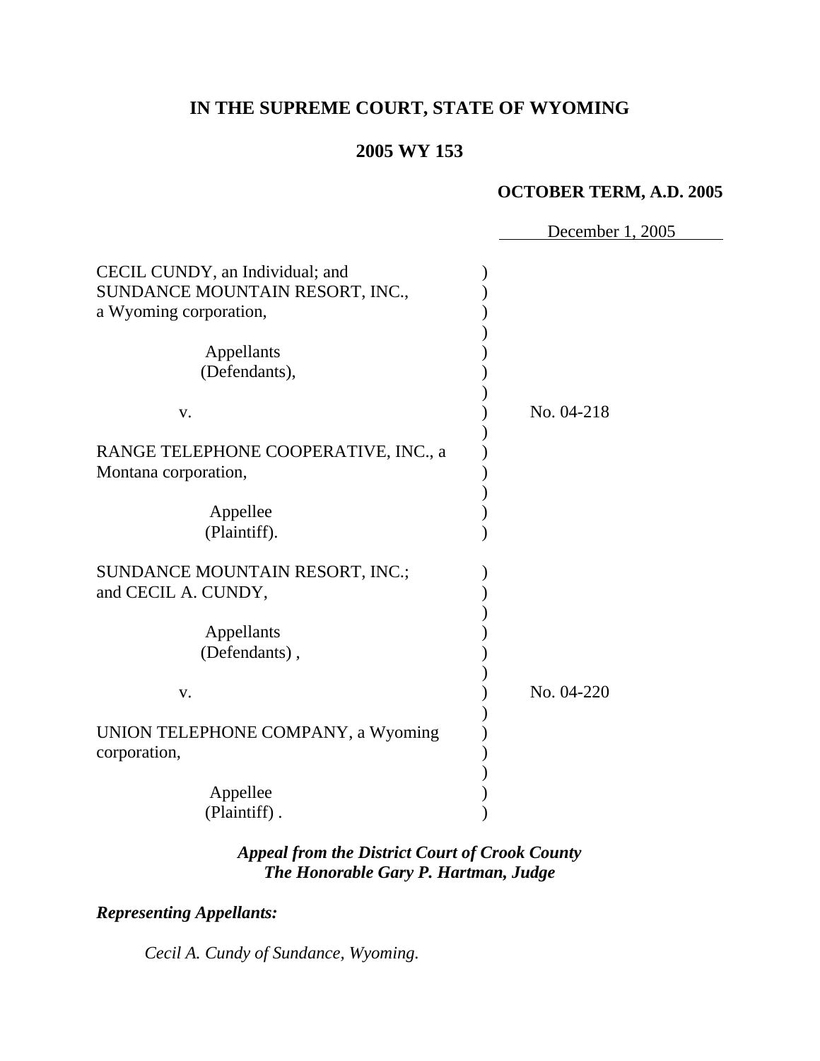**IN THE SUPREME COURT, STATE OF WYOMING**

**2005 WY 153**

**OCTOBER TERM, A.D. 2005**

December 1, 2005

| | |
|---|---|
| CECIL CUNDY, an Individual; and SUNDANCE MOUNTAIN RESORT, INC., a Wyoming corporation,<br><br>Appellants (Defendants),<br><br>v.<br><br>RANGE TELEPHONE COOPERATIVE, INC., a Montana corporation,<br><br>Appellee (Plaintiff). | No. 04-218 |
| SUNDANCE MOUNTAIN RESORT, INC.; and CECIL A. CUNDY,<br><br>Appellants (Defendants) ,<br><br>v.<br><br>UNION TELEPHONE COMPANY, a Wyoming corporation,<br><br>Appellee (Plaintiff) . | No. 04-220 |

***Appeal from the District Court of Crook County***
***The Honorable Gary P. Hartman, Judge***

***Representing Appellants:***

*Cecil A. Cundy of Sundance, Wyoming.*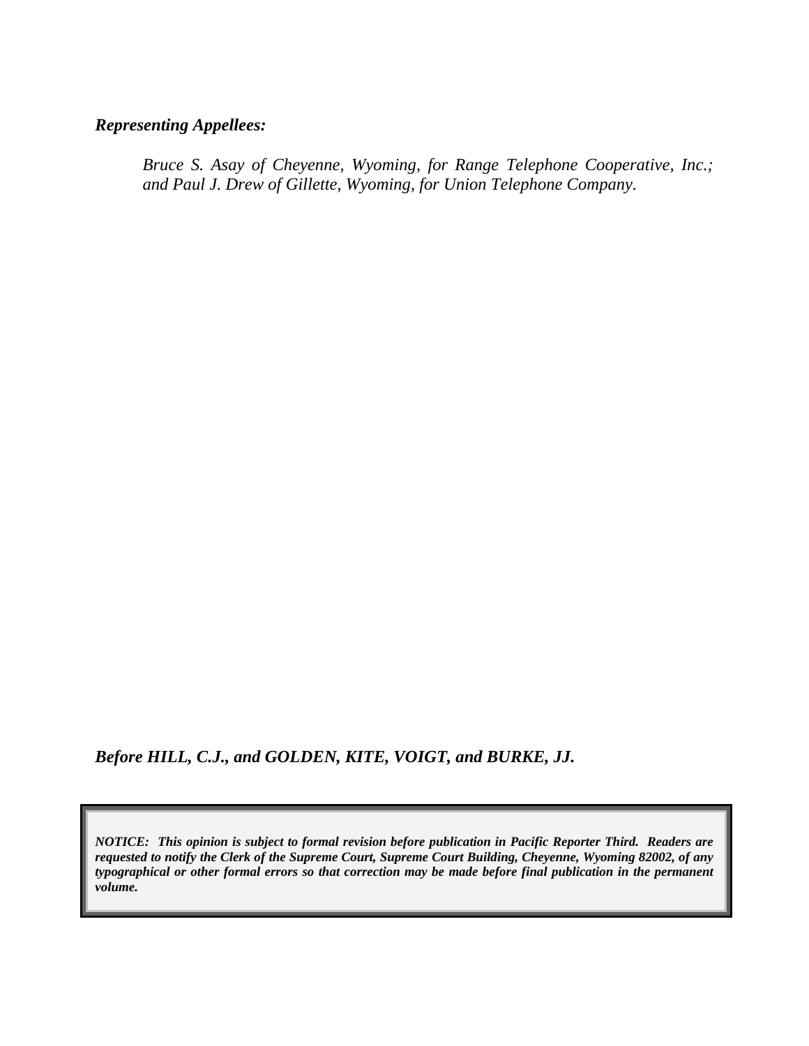***Representing Appellees:***

*Bruce S. Asay of Cheyenne, Wyoming, for Range Telephone Cooperative, Inc.; and Paul J. Drew of Gillette, Wyoming, for Union Telephone Company.*

***Before HILL, C.J., and GOLDEN, KITE, VOIGT, and BURKE, JJ.***

***NOTICE: This opinion is subject to formal revision before publication in Pacific Reporter Third. Readers are requested to notify the Clerk of the Supreme Court, Supreme Court Building, Cheyenne, Wyoming 82002, of any typographical or other formal errors so that correction may be made before final publication in the permanent volume.***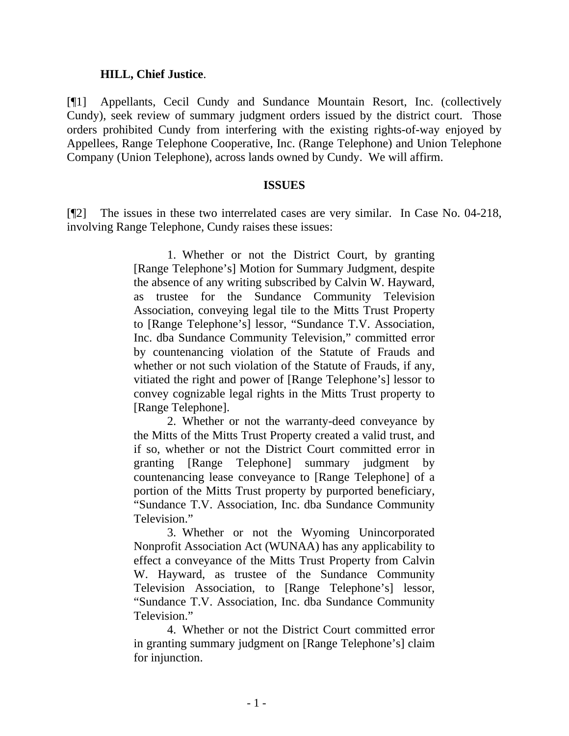**HILL, Chief Justice**.

[¶1] Appellants, Cecil Cundy and Sundance Mountain Resort, Inc. (collectively Cundy), seek review of summary judgment orders issued by the district court. Those orders prohibited Cundy from interfering with the existing rights-of-way enjoyed by Appellees, Range Telephone Cooperative, Inc. (Range Telephone) and Union Telephone Company (Union Telephone), across lands owned by Cundy. We will affirm.

## ISSUES

[¶2] The issues in these two interrelated cases are very similar. In Case No. 04-218, involving Range Telephone, Cundy raises these issues:

> 1. Whether or not the District Court, by granting [Range Telephone's] Motion for Summary Judgment, despite the absence of any writing subscribed by Calvin W. Hayward, as trustee for the Sundance Community Television Association, conveying legal tile to the Mitts Trust Property to [Range Telephone's] lessor, "Sundance T.V. Association, Inc. dba Sundance Community Television," committed error by countenancing violation of the Statute of Frauds and whether or not such violation of the Statute of Frauds, if any, vitiated the right and power of [Range Telephone's] lessor to convey cognizable legal rights in the Mitts Trust property to [Range Telephone].
>
> 2. Whether or not the warranty-deed conveyance by the Mitts of the Mitts Trust Property created a valid trust, and if so, whether or not the District Court committed error in granting [Range Telephone] summary judgment by countenancing lease conveyance to [Range Telephone] of a portion of the Mitts Trust property by purported beneficiary, "Sundance T.V. Association, Inc. dba Sundance Community Television."
>
> 3. Whether or not the Wyoming Unincorporated Nonprofit Association Act (WUNAA) has any applicability to effect a conveyance of the Mitts Trust Property from Calvin W. Hayward, as trustee of the Sundance Community Television Association, to [Range Telephone's] lessor, "Sundance T.V. Association, Inc. dba Sundance Community Television."
>
> 4. Whether or not the District Court committed error in granting summary judgment on [Range Telephone's] claim for injunction.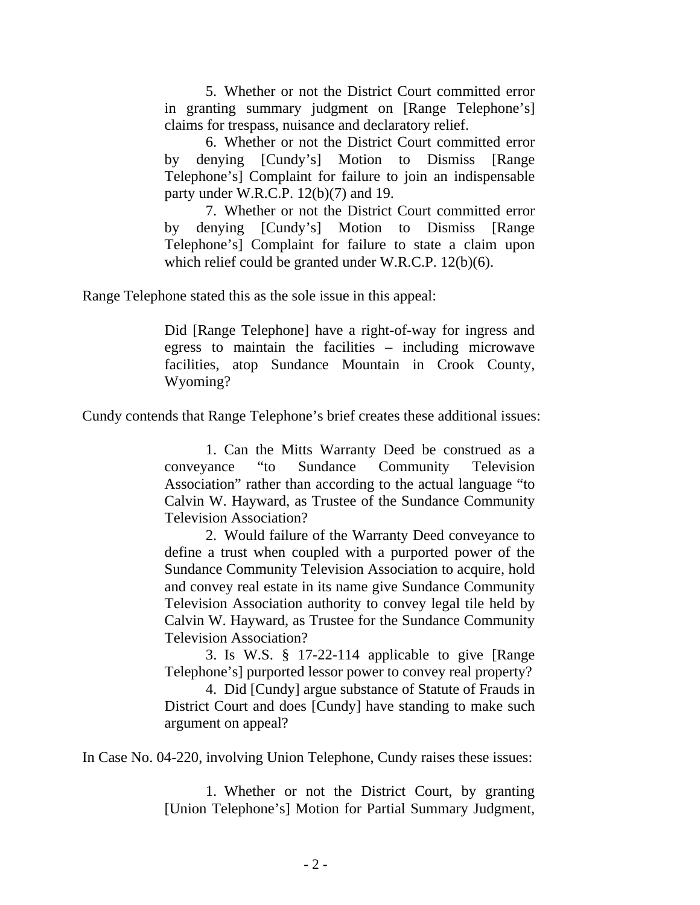> 5. Whether or not the District Court committed error in granting summary judgment on [Range Telephone's] claims for trespass, nuisance and declaratory relief.
>
> 6. Whether or not the District Court committed error by denying [Cundy's] Motion to Dismiss [Range Telephone's] Complaint for failure to join an indispensable party under W.R.C.P. 12(b)(7) and 19.
>
> 7. Whether or not the District Court committed error by denying [Cundy's] Motion to Dismiss [Range Telephone's] Complaint for failure to state a claim upon which relief could be granted under W.R.C.P. 12(b)(6).

Range Telephone stated this as the sole issue in this appeal:

> Did [Range Telephone] have a right-of-way for ingress and egress to maintain the facilities – including microwave facilities, atop Sundance Mountain in Crook County, Wyoming?

Cundy contends that Range Telephone's brief creates these additional issues:

> 1. Can the Mitts Warranty Deed be construed as a conveyance "to Sundance Community Television Association" rather than according to the actual language "to Calvin W. Hayward, as Trustee of the Sundance Community Television Association?
>
> 2. Would failure of the Warranty Deed conveyance to define a trust when coupled with a purported power of the Sundance Community Television Association to acquire, hold and convey real estate in its name give Sundance Community Television Association authority to convey legal tile held by Calvin W. Hayward, as Trustee for the Sundance Community Television Association?
>
> 3. Is W.S. § 17-22-114 applicable to give [Range Telephone's] purported lessor power to convey real property?
>
> 4. Did [Cundy] argue substance of Statute of Frauds in District Court and does [Cundy] have standing to make such argument on appeal?

In Case No. 04-220, involving Union Telephone, Cundy raises these issues:

> 1. Whether or not the District Court, by granting [Union Telephone's] Motion for Partial Summary Judgment,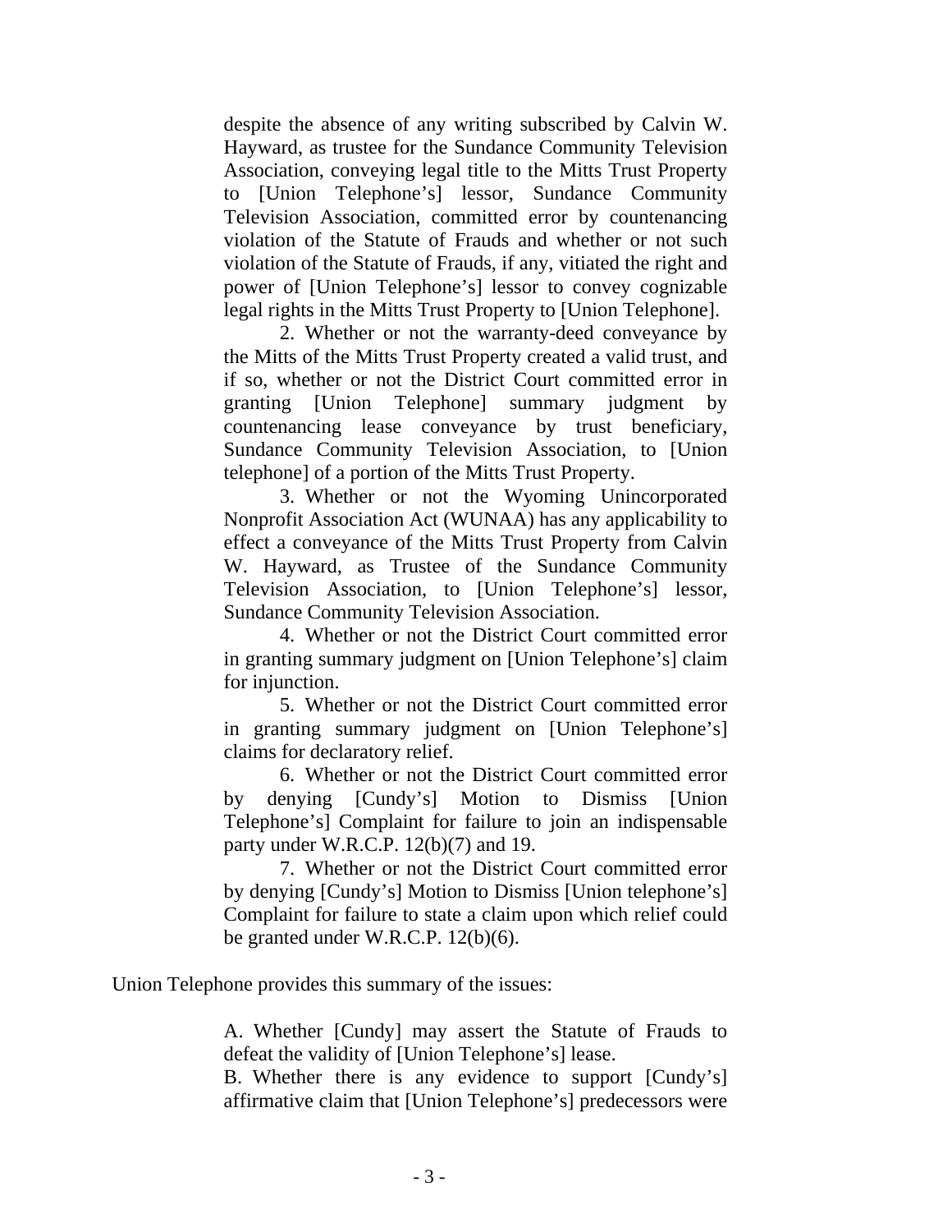despite the absence of any writing subscribed by Calvin W. Hayward, as trustee for the Sundance Community Television Association, conveying legal title to the Mitts Trust Property to [Union Telephone's] lessor, Sundance Community Television Association, committed error by countenancing violation of the Statute of Frauds and whether or not such violation of the Statute of Frauds, if any, vitiated the right and power of [Union Telephone's] lessor to convey cognizable legal rights in the Mitts Trust Property to [Union Telephone].

> 2. Whether or not the warranty-deed conveyance by the Mitts of the Mitts Trust Property created a valid trust, and if so, whether or not the District Court committed error in granting [Union Telephone] summary judgment by countenancing lease conveyance by trust beneficiary, Sundance Community Television Association, to [Union telephone] of a portion of the Mitts Trust Property.
>
> 3. Whether or not the Wyoming Unincorporated Nonprofit Association Act (WUNAA) has any applicability to effect a conveyance of the Mitts Trust Property from Calvin W. Hayward, as Trustee of the Sundance Community Television Association, to [Union Telephone's] lessor, Sundance Community Television Association.
>
> 4. Whether or not the District Court committed error in granting summary judgment on [Union Telephone's] claim for injunction.
>
> 5. Whether or not the District Court committed error in granting summary judgment on [Union Telephone's] claims for declaratory relief.
>
> 6. Whether or not the District Court committed error by denying [Cundy's] Motion to Dismiss [Union Telephone's] Complaint for failure to join an indispensable party under W.R.C.P. 12(b)(7) and 19.
>
> 7. Whether or not the District Court committed error by denying [Cundy's] Motion to Dismiss [Union telephone's] Complaint for failure to state a claim upon which relief could be granted under W.R.C.P. 12(b)(6).

Union Telephone provides this summary of the issues:

> A. Whether [Cundy] may assert the Statute of Frauds to defeat the validity of [Union Telephone's] lease.
>
> B. Whether there is any evidence to support [Cundy's] affirmative claim that [Union Telephone's] predecessors were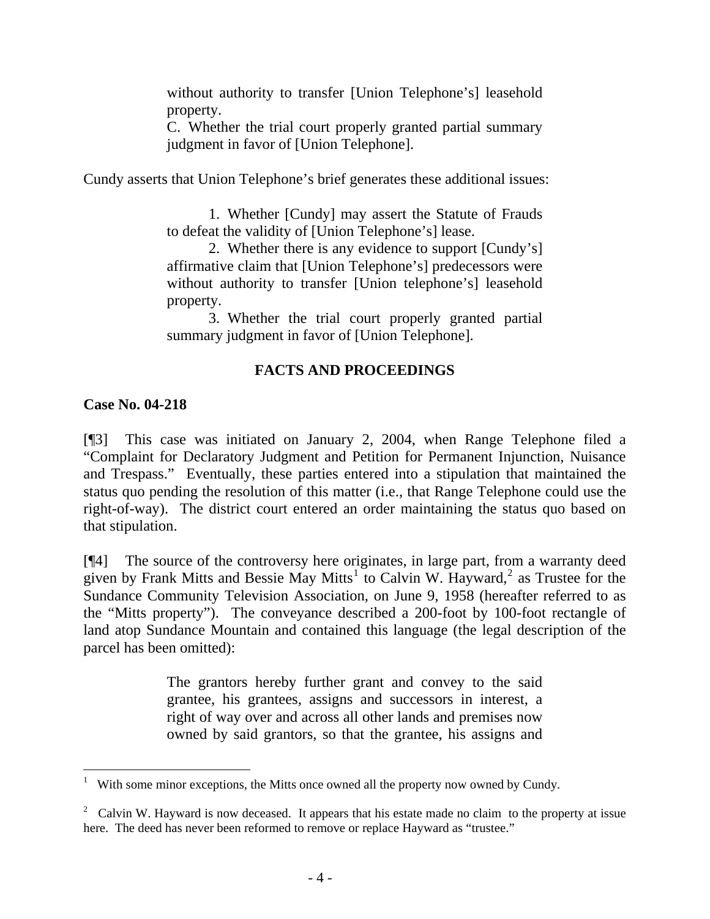without authority to transfer [Union Telephone's] leasehold property.

C. Whether the trial court properly granted partial summary judgment in favor of [Union Telephone].

Cundy asserts that Union Telephone's brief generates these additional issues:

> 1. Whether [Cundy] may assert the Statute of Frauds to defeat the validity of [Union Telephone's] lease.
>
> 2. Whether there is any evidence to support [Cundy's] affirmative claim that [Union Telephone's] predecessors were without authority to transfer [Union telephone's] leasehold property.
>
> 3. Whether the trial court properly granted partial summary judgment in favor of [Union Telephone].

## FACTS AND PROCEEDINGS

### Case No. 04-218

[¶3] This case was initiated on January 2, 2004, when Range Telephone filed a "Complaint for Declaratory Judgment and Petition for Permanent Injunction, Nuisance and Trespass." Eventually, these parties entered into a stipulation that maintained the status quo pending the resolution of this matter (i.e., that Range Telephone could use the right-of-way). The district court entered an order maintaining the status quo based on that stipulation.

[¶4] The source of the controversy here originates, in large part, from a warranty deed given by Frank Mitts and Bessie May Mitts[1] to Calvin W. Hayward,[2] as Trustee for the Sundance Community Television Association, on June 9, 1958 (hereafter referred to as the "Mitts property"). The conveyance described a 200-foot by 100-foot rectangle of land atop Sundance Mountain and contained this language (the legal description of the parcel has been omitted):

> The grantors hereby further grant and convey to the said grantee, his grantees, assigns and successors in interest, a right of way over and across all other lands and premises now owned by said grantors, so that the grantee, his assigns and

---

[1] With some minor exceptions, the Mitts once owned all the property now owned by Cundy.

[2] Calvin W. Hayward is now deceased. It appears that his estate made no claim to the property at issue here. The deed has never been reformed to remove or replace Hayward as "trustee."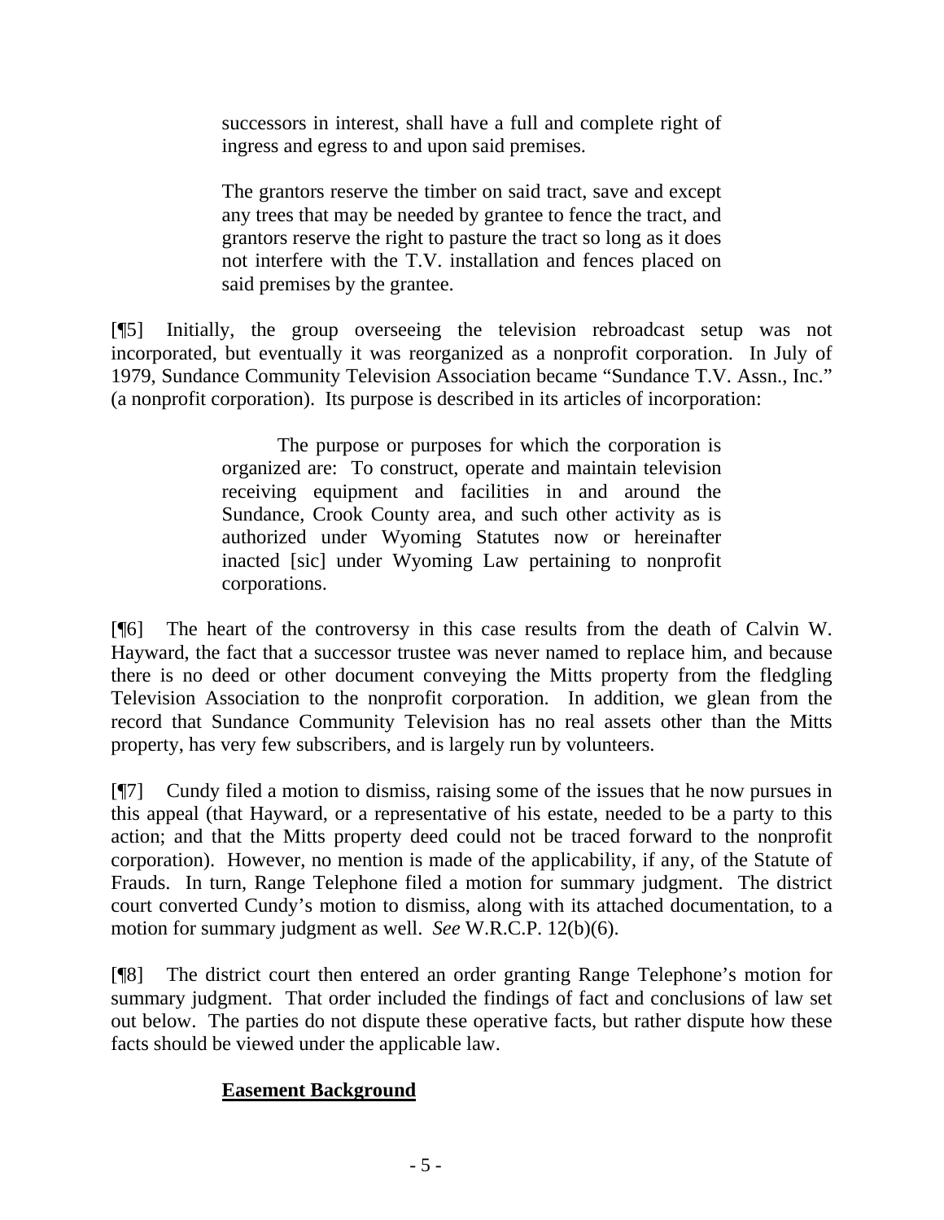> successors in interest, shall have a full and complete right of ingress and egress to and upon said premises.
>
> The grantors reserve the timber on said tract, save and except any trees that may be needed by grantee to fence the tract, and grantors reserve the right to pasture the tract so long as it does not interfere with the T.V. installation and fences placed on said premises by the grantee.

[¶5] Initially, the group overseeing the television rebroadcast setup was not incorporated, but eventually it was reorganized as a nonprofit corporation. In July of 1979, Sundance Community Television Association became "Sundance T.V. Assn., Inc." (a nonprofit corporation). Its purpose is described in its articles of incorporation:

> The purpose or purposes for which the corporation is organized are: To construct, operate and maintain television receiving equipment and facilities in and around the Sundance, Crook County area, and such other activity as is authorized under Wyoming Statutes now or hereinafter inacted [sic] under Wyoming Law pertaining to nonprofit corporations.

[¶6] The heart of the controversy in this case results from the death of Calvin W. Hayward, the fact that a successor trustee was never named to replace him, and because there is no deed or other document conveying the Mitts property from the fledgling Television Association to the nonprofit corporation. In addition, we glean from the record that Sundance Community Television has no real assets other than the Mitts property, has very few subscribers, and is largely run by volunteers.

[¶7] Cundy filed a motion to dismiss, raising some of the issues that he now pursues in this appeal (that Hayward, or a representative of his estate, needed to be a party to this action; and that the Mitts property deed could not be traced forward to the nonprofit corporation). However, no mention is made of the applicability, if any, of the Statute of Frauds. In turn, Range Telephone filed a motion for summary judgment. The district court converted Cundy's motion to dismiss, along with its attached documentation, to a motion for summary judgment as well. *See* W.R.C.P. 12(b)(6).

[¶8] The district court then entered an order granting Range Telephone's motion for summary judgment. That order included the findings of fact and conclusions of law set out below. The parties do not dispute these operative facts, but rather dispute how these facts should be viewed under the applicable law.

**Easement Background**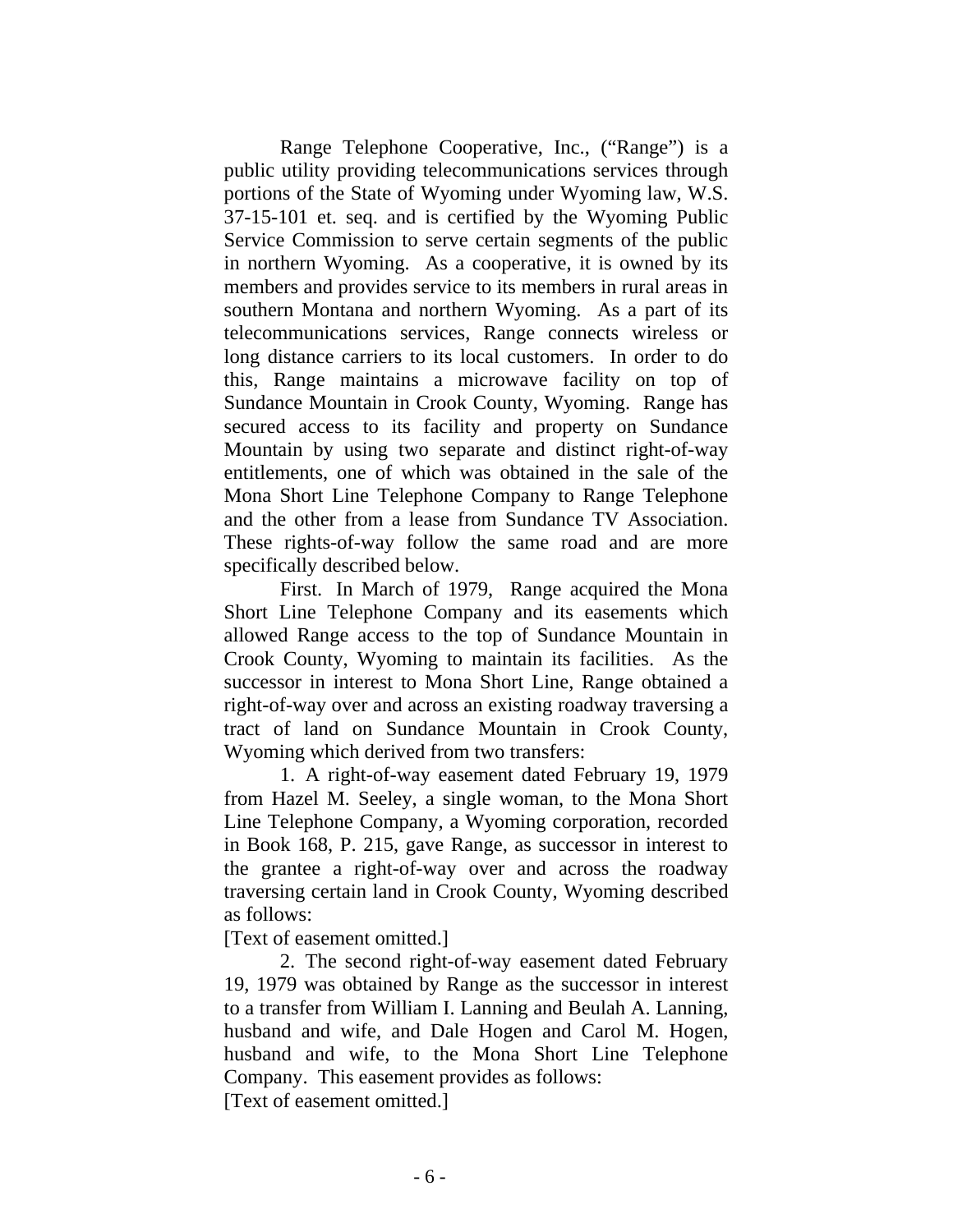Range Telephone Cooperative, Inc., ("Range") is a public utility providing telecommunications services through portions of the State of Wyoming under Wyoming law, W.S. 37-15-101 et. seq. and is certified by the Wyoming Public Service Commission to serve certain segments of the public in northern Wyoming. As a cooperative, it is owned by its members and provides service to its members in rural areas in southern Montana and northern Wyoming. As a part of its telecommunications services, Range connects wireless or long distance carriers to its local customers. In order to do this, Range maintains a microwave facility on top of Sundance Mountain in Crook County, Wyoming. Range has secured access to its facility and property on Sundance Mountain by using two separate and distinct right-of-way entitlements, one of which was obtained in the sale of the Mona Short Line Telephone Company to Range Telephone and the other from a lease from Sundance TV Association. These rights-of-way follow the same road and are more specifically described below.

First. In March of 1979, Range acquired the Mona Short Line Telephone Company and its easements which allowed Range access to the top of Sundance Mountain in Crook County, Wyoming to maintain its facilities. As the successor in interest to Mona Short Line, Range obtained a right-of-way over and across an existing roadway traversing a tract of land on Sundance Mountain in Crook County, Wyoming which derived from two transfers:

1. A right-of-way easement dated February 19, 1979 from Hazel M. Seeley, a single woman, to the Mona Short Line Telephone Company, a Wyoming corporation, recorded in Book 168, P. 215, gave Range, as successor in interest to the grantee a right-of-way over and across the roadway traversing certain land in Crook County, Wyoming described as follows:

[Text of easement omitted.]

2. The second right-of-way easement dated February 19, 1979 was obtained by Range as the successor in interest to a transfer from William I. Lanning and Beulah A. Lanning, husband and wife, and Dale Hogen and Carol M. Hogen, husband and wife, to the Mona Short Line Telephone Company. This easement provides as follows:

[Text of easement omitted.]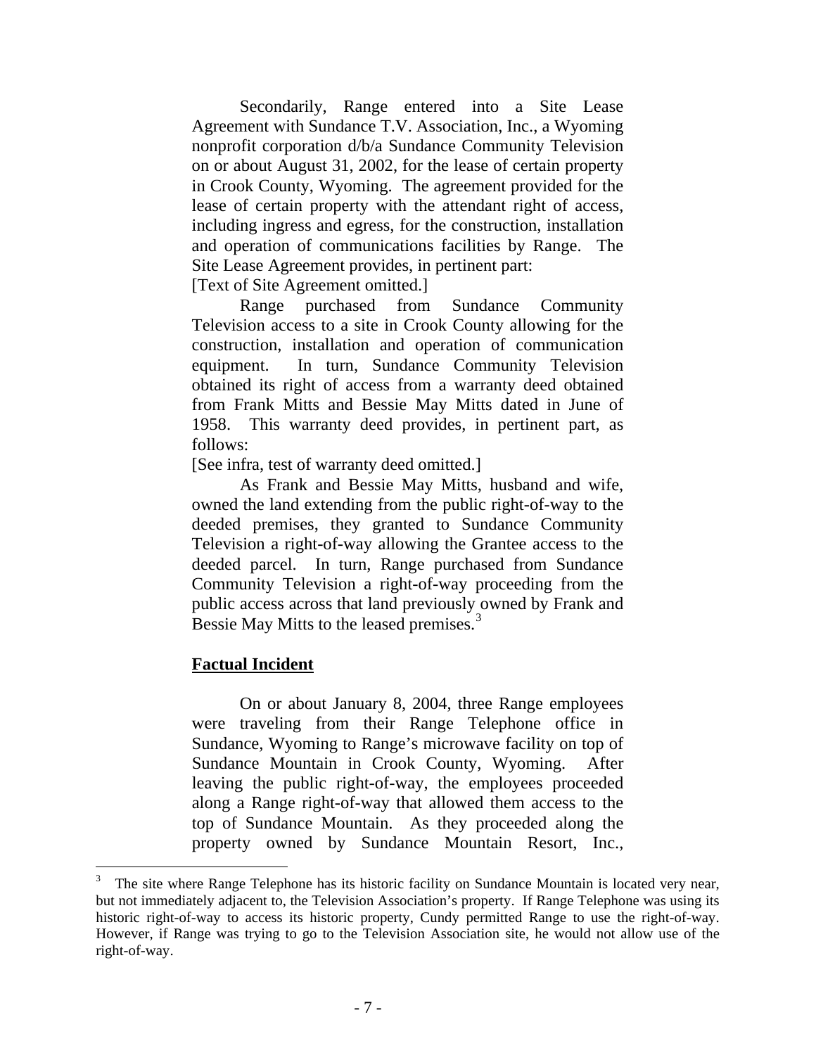Secondarily, Range entered into a Site Lease Agreement with Sundance T.V. Association, Inc., a Wyoming nonprofit corporation d/b/a Sundance Community Television on or about August 31, 2002, for the lease of certain property in Crook County, Wyoming. The agreement provided for the lease of certain property with the attendant right of access, including ingress and egress, for the construction, installation and operation of communications facilities by Range. The Site Lease Agreement provides, in pertinent part:

[Text of Site Agreement omitted.]

Range purchased from Sundance Community Television access to a site in Crook County allowing for the construction, installation and operation of communication equipment. In turn, Sundance Community Television obtained its right of access from a warranty deed obtained from Frank Mitts and Bessie May Mitts dated in June of 1958. This warranty deed provides, in pertinent part, as follows:

[See infra, test of warranty deed omitted.]

As Frank and Bessie May Mitts, husband and wife, owned the land extending from the public right-of-way to the deeded premises, they granted to Sundance Community Television a right-of-way allowing the Grantee access to the deeded parcel. In turn, Range purchased from Sundance Community Television a right-of-way proceeding from the public access across that land previously owned by Frank and Bessie May Mitts to the leased premises.[3]

## Factual Incident

On or about January 8, 2004, three Range employees were traveling from their Range Telephone office in Sundance, Wyoming to Range's microwave facility on top of Sundance Mountain in Crook County, Wyoming. After leaving the public right-of-way, the employees proceeded along a Range right-of-way that allowed them access to the top of Sundance Mountain. As they proceeded along the property owned by Sundance Mountain Resort, Inc.,

[3] The site where Range Telephone has its historic facility on Sundance Mountain is located very near, but not immediately adjacent to, the Television Association's property. If Range Telephone was using its historic right-of-way to access its historic property, Cundy permitted Range to use the right-of-way. However, if Range was trying to go to the Television Association site, he would not allow use of the right-of-way.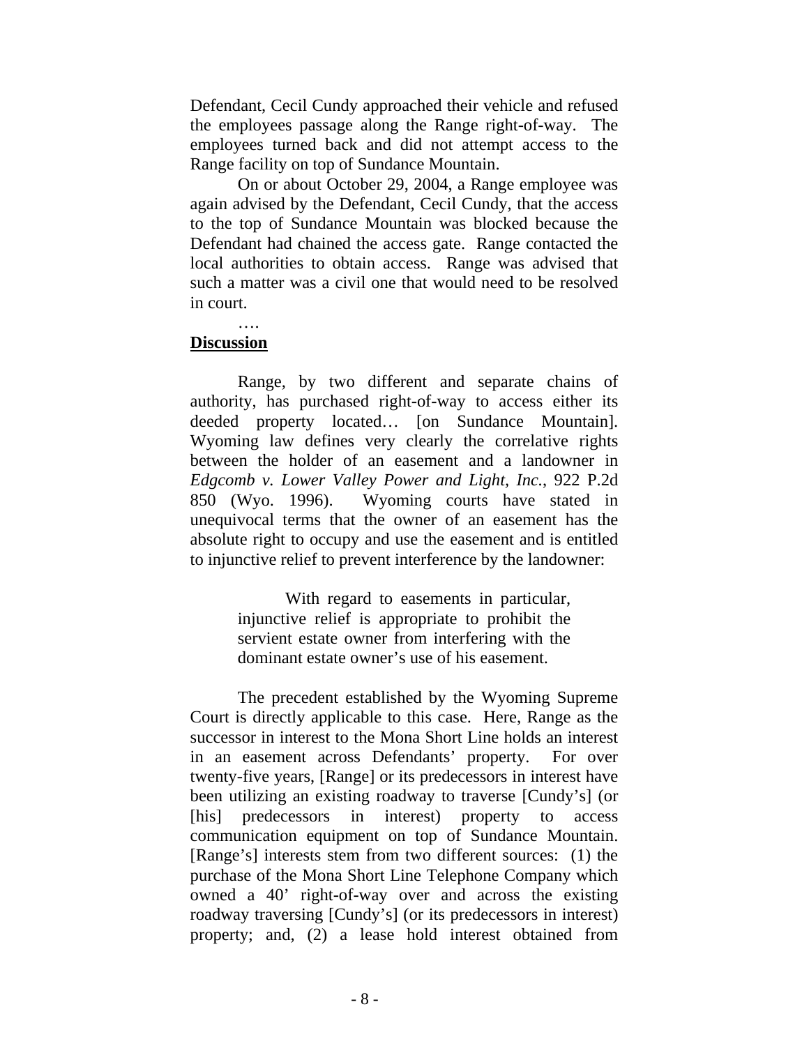Defendant, Cecil Cundy approached their vehicle and refused the employees passage along the Range right-of-way. The employees turned back and did not attempt access to the Range facility on top of Sundance Mountain.

On or about October 29, 2004, a Range employee was again advised by the Defendant, Cecil Cundy, that the access to the top of Sundance Mountain was blocked because the Defendant had chained the access gate. Range contacted the local authorities to obtain access. Range was advised that such a matter was a civil one that would need to be resolved in court.

….

**Discussion**

Range, by two different and separate chains of authority, has purchased right-of-way to access either its deeded property located… [on Sundance Mountain]. Wyoming law defines very clearly the correlative rights between the holder of an easement and a landowner in *Edgcomb v. Lower Valley Power and Light, Inc.*, 922 P.2d 850 (Wyo. 1996). Wyoming courts have stated in unequivocal terms that the owner of an easement has the absolute right to occupy and use the easement and is entitled to injunctive relief to prevent interference by the landowner:

> With regard to easements in particular, injunctive relief is appropriate to prohibit the servient estate owner from interfering with the dominant estate owner's use of his easement.

The precedent established by the Wyoming Supreme Court is directly applicable to this case. Here, Range as the successor in interest to the Mona Short Line holds an interest in an easement across Defendants' property. For over twenty-five years, [Range] or its predecessors in interest have been utilizing an existing roadway to traverse [Cundy's] (or [his] predecessors in interest) property to access communication equipment on top of Sundance Mountain. [Range's] interests stem from two different sources: (1) the purchase of the Mona Short Line Telephone Company which owned a 40' right-of-way over and across the existing roadway traversing [Cundy's] (or its predecessors in interest) property; and, (2) a lease hold interest obtained from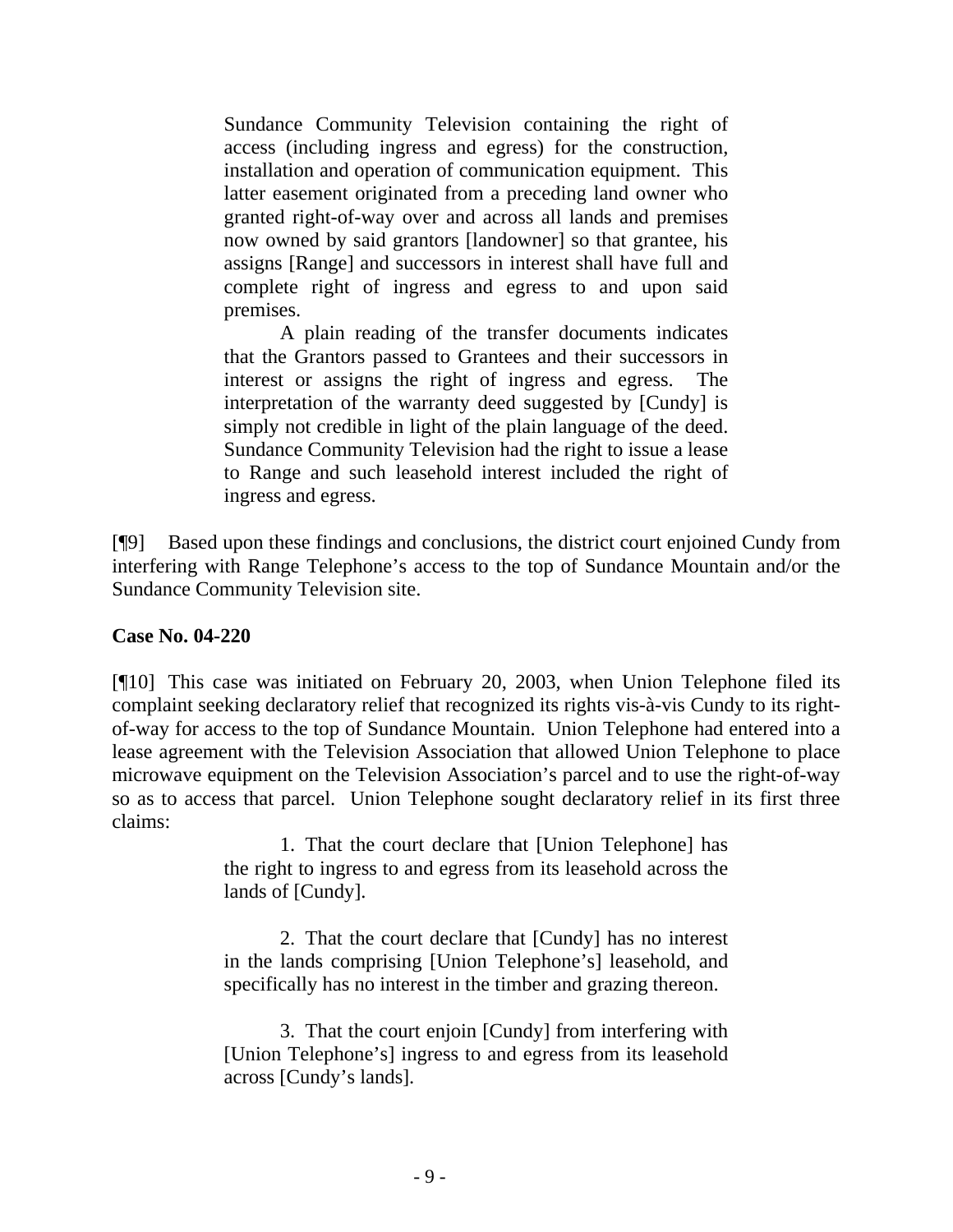> Sundance Community Television containing the right of access (including ingress and egress) for the construction, installation and operation of communication equipment. This latter easement originated from a preceding land owner who granted right-of-way over and across all lands and premises now owned by said grantors [landowner] so that grantee, his assigns [Range] and successors in interest shall have full and complete right of ingress and egress to and upon said premises.
>
> A plain reading of the transfer documents indicates that the Grantors passed to Grantees and their successors in interest or assigns the right of ingress and egress. The interpretation of the warranty deed suggested by [Cundy] is simply not credible in light of the plain language of the deed. Sundance Community Television had the right to issue a lease to Range and such leasehold interest included the right of ingress and egress.

[¶9] Based upon these findings and conclusions, the district court enjoined Cundy from interfering with Range Telephone's access to the top of Sundance Mountain and/or the Sundance Community Television site.

**Case No. 04-220**

[¶10] This case was initiated on February 20, 2003, when Union Telephone filed its complaint seeking declaratory relief that recognized its rights vis-à-vis Cundy to its right-of-way for access to the top of Sundance Mountain. Union Telephone had entered into a lease agreement with the Television Association that allowed Union Telephone to place microwave equipment on the Television Association's parcel and to use the right-of-way so as to access that parcel. Union Telephone sought declaratory relief in its first three claims:

> 1. That the court declare that [Union Telephone] has the right to ingress to and egress from its leasehold across the lands of [Cundy].
>
> 2. That the court declare that [Cundy] has no interest in the lands comprising [Union Telephone's] leasehold, and specifically has no interest in the timber and grazing thereon.
>
> 3. That the court enjoin [Cundy] from interfering with [Union Telephone's] ingress to and egress from its leasehold across [Cundy's lands].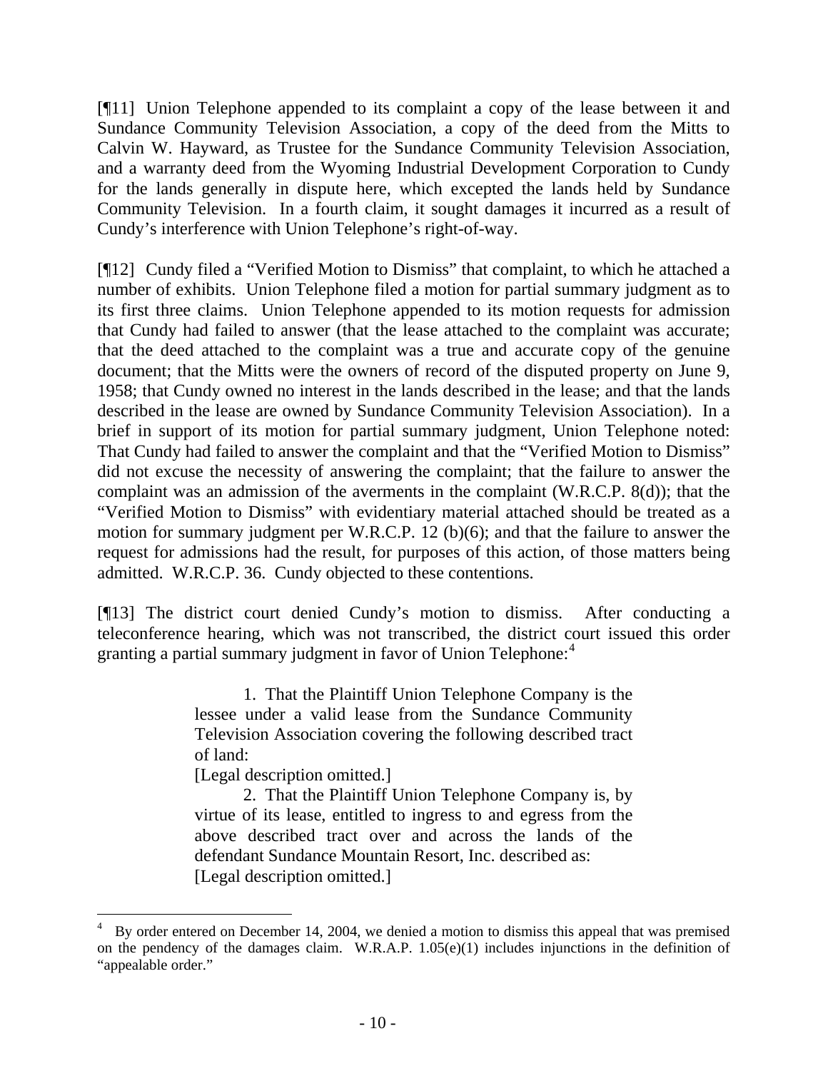[¶11] Union Telephone appended to its complaint a copy of the lease between it and Sundance Community Television Association, a copy of the deed from the Mitts to Calvin W. Hayward, as Trustee for the Sundance Community Television Association, and a warranty deed from the Wyoming Industrial Development Corporation to Cundy for the lands generally in dispute here, which excepted the lands held by Sundance Community Television. In a fourth claim, it sought damages it incurred as a result of Cundy's interference with Union Telephone's right-of-way.

[¶12] Cundy filed a "Verified Motion to Dismiss" that complaint, to which he attached a number of exhibits. Union Telephone filed a motion for partial summary judgment as to its first three claims. Union Telephone appended to its motion requests for admission that Cundy had failed to answer (that the lease attached to the complaint was accurate; that the deed attached to the complaint was a true and accurate copy of the genuine document; that the Mitts were the owners of record of the disputed property on June 9, 1958; that Cundy owned no interest in the lands described in the lease; and that the lands described in the lease are owned by Sundance Community Television Association). In a brief in support of its motion for partial summary judgment, Union Telephone noted: That Cundy had failed to answer the complaint and that the "Verified Motion to Dismiss" did not excuse the necessity of answering the complaint; that the failure to answer the complaint was an admission of the averments in the complaint (W.R.C.P. 8(d)); that the "Verified Motion to Dismiss" with evidentiary material attached should be treated as a motion for summary judgment per W.R.C.P. 12 (b)(6); and that the failure to answer the request for admissions had the result, for purposes of this action, of those matters being admitted. W.R.C.P. 36. Cundy objected to these contentions.

[¶13] The district court denied Cundy's motion to dismiss. After conducting a teleconference hearing, which was not transcribed, the district court issued this order granting a partial summary judgment in favor of Union Telephone:[4]

> 1. That the Plaintiff Union Telephone Company is the lessee under a valid lease from the Sundance Community Television Association covering the following described tract of land:
> [Legal description omitted.]
>
> 2. That the Plaintiff Union Telephone Company is, by virtue of its lease, entitled to ingress to and egress from the above described tract over and across the lands of the defendant Sundance Mountain Resort, Inc. described as:
> [Legal description omitted.]

---

[4] By order entered on December 14, 2004, we denied a motion to dismiss this appeal that was premised on the pendency of the damages claim. W.R.A.P. 1.05(e)(1) includes injunctions in the definition of "appealable order."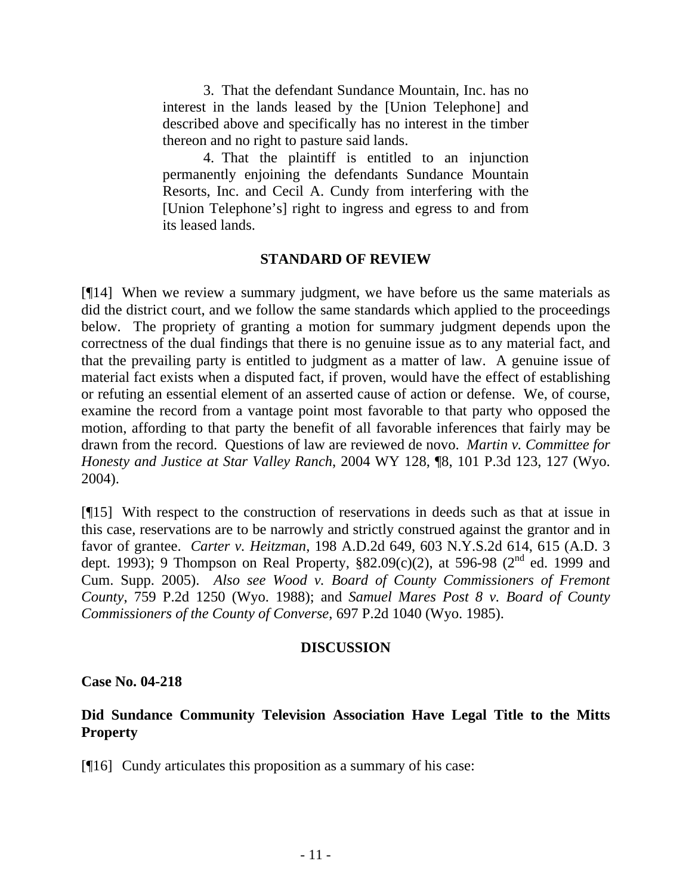> 3. That the defendant Sundance Mountain, Inc. has no interest in the lands leased by the [Union Telephone] and described above and specifically has no interest in the timber thereon and no right to pasture said lands.
>
> 4. That the plaintiff is entitled to an injunction permanently enjoining the defendants Sundance Mountain Resorts, Inc. and Cecil A. Cundy from interfering with the [Union Telephone's] right to ingress and egress to and from its leased lands.

## STANDARD OF REVIEW

[¶14] When we review a summary judgment, we have before us the same materials as did the district court, and we follow the same standards which applied to the proceedings below. The propriety of granting a motion for summary judgment depends upon the correctness of the dual findings that there is no genuine issue as to any material fact, and that the prevailing party is entitled to judgment as a matter of law. A genuine issue of material fact exists when a disputed fact, if proven, would have the effect of establishing or refuting an essential element of an asserted cause of action or defense. We, of course, examine the record from a vantage point most favorable to that party who opposed the motion, affording to that party the benefit of all favorable inferences that fairly may be drawn from the record. Questions of law are reviewed de novo. *Martin v. Committee for Honesty and Justice at Star Valley Ranch*, 2004 WY 128, ¶8, 101 P.3d 123, 127 (Wyo. 2004).

[¶15] With respect to the construction of reservations in deeds such as that at issue in this case, reservations are to be narrowly and strictly construed against the grantor and in favor of grantee. *Carter v. Heitzman*, 198 A.D.2d 649, 603 N.Y.S.2d 614, 615 (A.D. 3 dept. 1993); 9 Thompson on Real Property, §82.09(c)(2), at 596-98 (2nd ed. 1999 and Cum. Supp. 2005). *Also see Wood v. Board of County Commissioners of Fremont County*, 759 P.2d 1250 (Wyo. 1988); and *Samuel Mares Post 8 v. Board of County Commissioners of the County of Converse*, 697 P.2d 1040 (Wyo. 1985).

## DISCUSSION

**Case No. 04-218**

### Did Sundance Community Television Association Have Legal Title to the Mitts Property

[¶16] Cundy articulates this proposition as a summary of his case: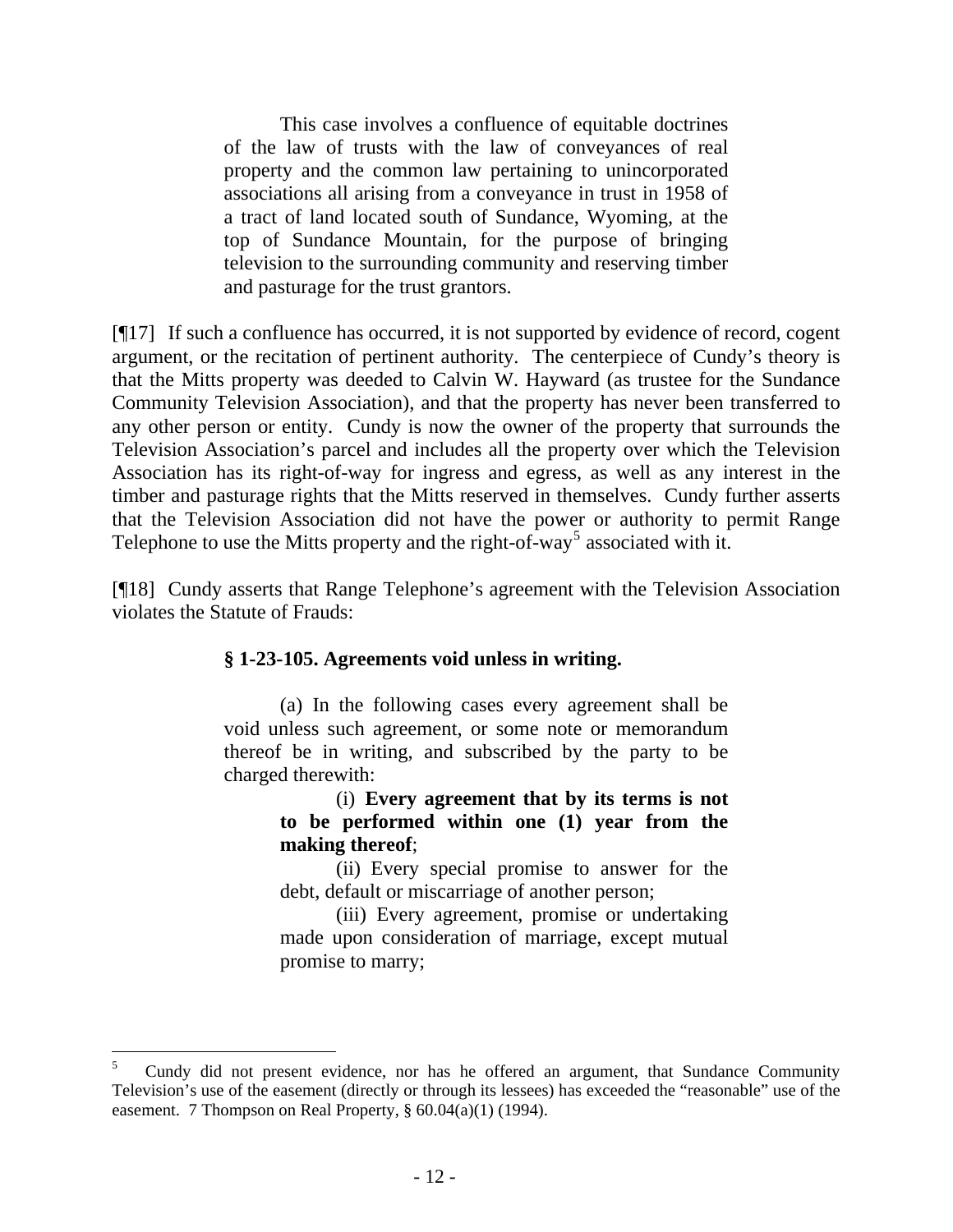> This case involves a confluence of equitable doctrines of the law of trusts with the law of conveyances of real property and the common law pertaining to unincorporated associations all arising from a conveyance in trust in 1958 of a tract of land located south of Sundance, Wyoming, at the top of Sundance Mountain, for the purpose of bringing television to the surrounding community and reserving timber and pasturage for the trust grantors.

[¶17] If such a confluence has occurred, it is not supported by evidence of record, cogent argument, or the recitation of pertinent authority. The centerpiece of Cundy's theory is that the Mitts property was deeded to Calvin W. Hayward (as trustee for the Sundance Community Television Association), and that the property has never been transferred to any other person or entity. Cundy is now the owner of the property that surrounds the Television Association's parcel and includes all the property over which the Television Association has its right-of-way for ingress and egress, as well as any interest in the timber and pasturage rights that the Mitts reserved in themselves. Cundy further asserts that the Television Association did not have the power or authority to permit Range Telephone to use the Mitts property and the right-of-way[5] associated with it.

[¶18] Cundy asserts that Range Telephone's agreement with the Television Association violates the Statute of Frauds:

> **§ 1-23-105. Agreements void unless in writing.**
>
> (a) In the following cases every agreement shall be void unless such agreement, or some note or memorandum thereof be in writing, and subscribed by the party to be charged therewith:
>
> > (i) **Every agreement that by its terms is not to be performed within one (1) year from the making thereof**;
> >
> > (ii) Every special promise to answer for the debt, default or miscarriage of another person;
> >
> > (iii) Every agreement, promise or undertaking made upon consideration of marriage, except mutual promise to marry;

---

[5] Cundy did not present evidence, nor has he offered an argument, that Sundance Community Television's use of the easement (directly or through its lessees) has exceeded the "reasonable" use of the easement. 7 Thompson on Real Property, § 60.04(a)(1) (1994).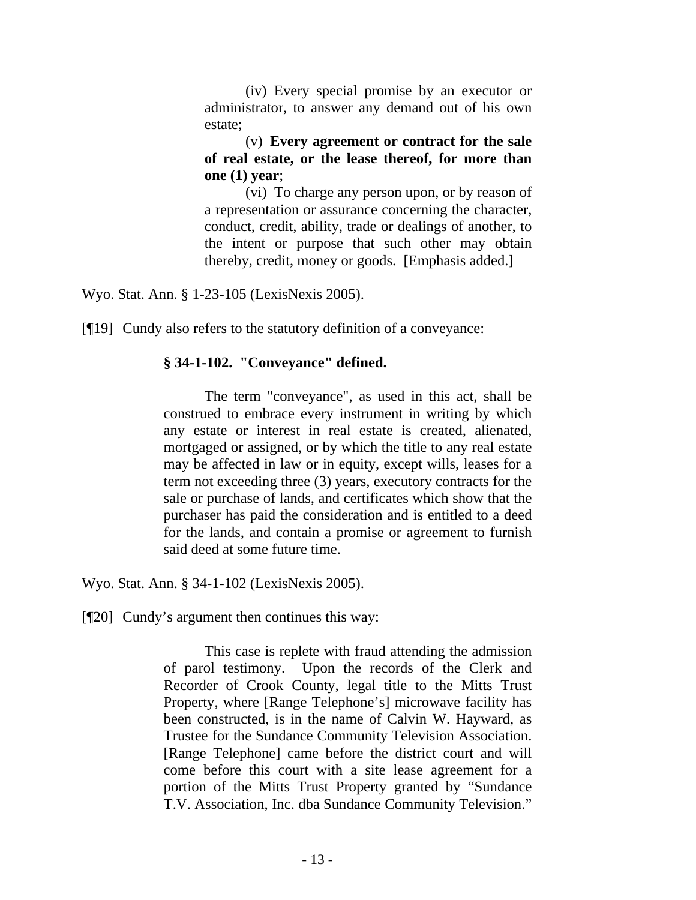> (iv) Every special promise by an executor or administrator, to answer any demand out of his own estate;
>
> (v) **Every agreement or contract for the sale of real estate, or the lease thereof, for more than one (1) year**;
>
> (vi) To charge any person upon, or by reason of a representation or assurance concerning the character, conduct, credit, ability, trade or dealings of another, to the intent or purpose that such other may obtain thereby, credit, money or goods. [Emphasis added.]

Wyo. Stat. Ann. § 1-23-105 (LexisNexis 2005).

[¶19] Cundy also refers to the statutory definition of a conveyance:

> **§ 34-1-102. "Conveyance" defined.**
>
> The term "conveyance", as used in this act, shall be construed to embrace every instrument in writing by which any estate or interest in real estate is created, alienated, mortgaged or assigned, or by which the title to any real estate may be affected in law or in equity, except wills, leases for a term not exceeding three (3) years, executory contracts for the sale or purchase of lands, and certificates which show that the purchaser has paid the consideration and is entitled to a deed for the lands, and contain a promise or agreement to furnish said deed at some future time.

Wyo. Stat. Ann. § 34-1-102 (LexisNexis 2005).

[¶20] Cundy's argument then continues this way:

> This case is replete with fraud attending the admission of parol testimony. Upon the records of the Clerk and Recorder of Crook County, legal title to the Mitts Trust Property, where [Range Telephone's] microwave facility has been constructed, is in the name of Calvin W. Hayward, as Trustee for the Sundance Community Television Association. [Range Telephone] came before the district court and will come before this court with a site lease agreement for a portion of the Mitts Trust Property granted by "Sundance T.V. Association, Inc. dba Sundance Community Television."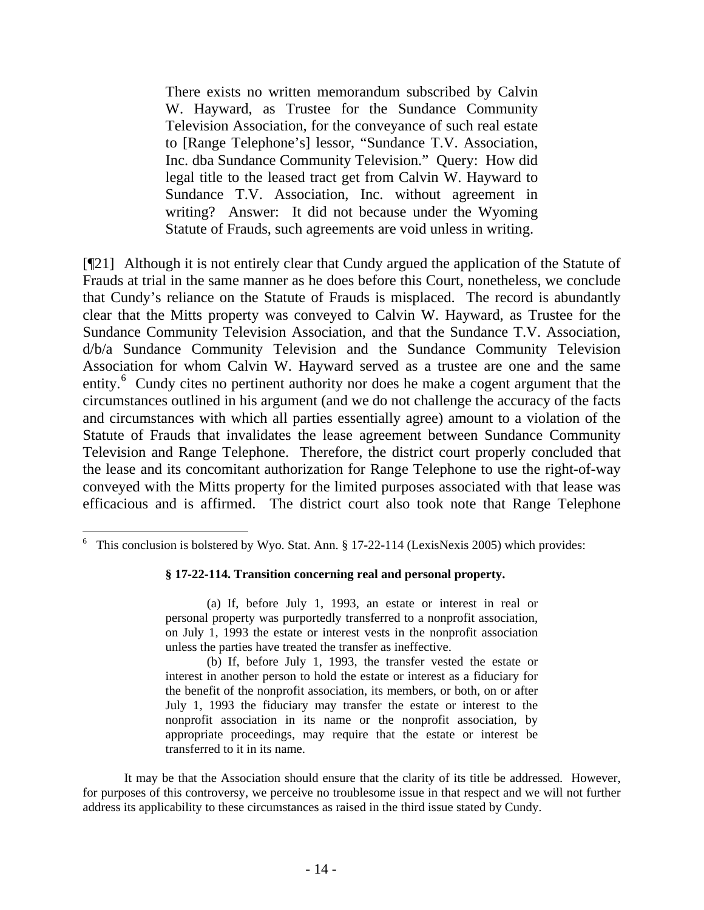> There exists no written memorandum subscribed by Calvin W. Hayward, as Trustee for the Sundance Community Television Association, for the conveyance of such real estate to [Range Telephone's] lessor, "Sundance T.V. Association, Inc. dba Sundance Community Television." Query: How did legal title to the leased tract get from Calvin W. Hayward to Sundance T.V. Association, Inc. without agreement in writing? Answer: It did not because under the Wyoming Statute of Frauds, such agreements are void unless in writing.

[¶21] Although it is not entirely clear that Cundy argued the application of the Statute of Frauds at trial in the same manner as he does before this Court, nonetheless, we conclude that Cundy's reliance on the Statute of Frauds is misplaced. The record is abundantly clear that the Mitts property was conveyed to Calvin W. Hayward, as Trustee for the Sundance Community Television Association, and that the Sundance T.V. Association, d/b/a Sundance Community Television and the Sundance Community Television Association for whom Calvin W. Hayward served as a trustee are one and the same entity.[6] Cundy cites no pertinent authority nor does he make a cogent argument that the circumstances outlined in his argument (and we do not challenge the accuracy of the facts and circumstances with which all parties essentially agree) amount to a violation of the Statute of Frauds that invalidates the lease agreement between Sundance Community Television and Range Telephone. Therefore, the district court properly concluded that the lease and its concomitant authorization for Range Telephone to use the right-of-way conveyed with the Mitts property for the limited purposes associated with that lease was efficacious and is affirmed. The district court also took note that Range Telephone

---

[6] This conclusion is bolstered by Wyo. Stat. Ann. § 17-22-114 (LexisNexis 2005) which provides:

> **§ 17-22-114. Transition concerning real and personal property.**
>
> (a) If, before July 1, 1993, an estate or interest in real or personal property was purportedly transferred to a nonprofit association, on July 1, 1993 the estate or interest vests in the nonprofit association unless the parties have treated the transfer as ineffective.
>
> (b) If, before July 1, 1993, the transfer vested the estate or interest in another person to hold the estate or interest as a fiduciary for the benefit of the nonprofit association, its members, or both, on or after July 1, 1993 the fiduciary may transfer the estate or interest to the nonprofit association in its name or the nonprofit association, by appropriate proceedings, may require that the estate or interest be transferred to it in its name.

It may be that the Association should ensure that the clarity of its title be addressed. However, for purposes of this controversy, we perceive no troublesome issue in that respect and we will not further address its applicability to these circumstances as raised in the third issue stated by Cundy.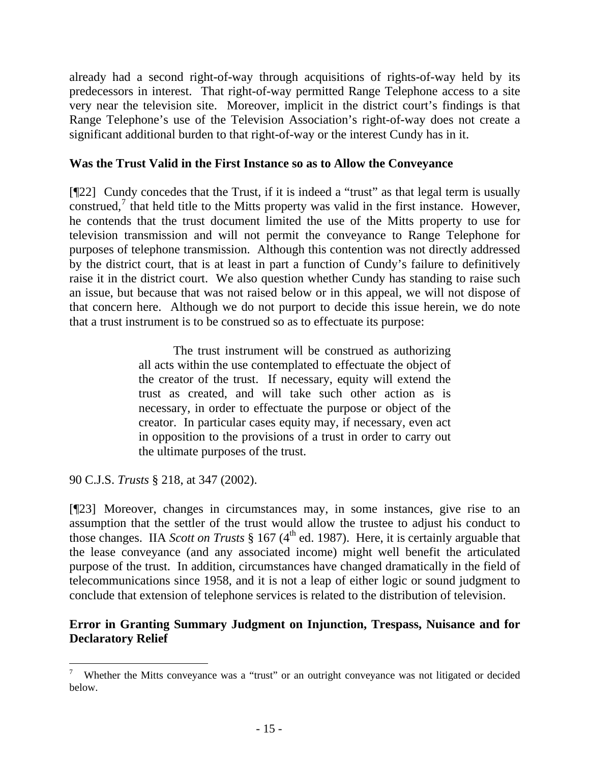already had a second right-of-way through acquisitions of rights-of-way held by its predecessors in interest. That right-of-way permitted Range Telephone access to a site very near the television site. Moreover, implicit in the district court's findings is that Range Telephone's use of the Television Association's right-of-way does not create a significant additional burden to that right-of-way or the interest Cundy has in it.

**Was the Trust Valid in the First Instance so as to Allow the Conveyance**

[¶22] Cundy concedes that the Trust, if it is indeed a "trust" as that legal term is usually construed,[7] that held title to the Mitts property was valid in the first instance. However, he contends that the trust document limited the use of the Mitts property to use for television transmission and will not permit the conveyance to Range Telephone for purposes of telephone transmission. Although this contention was not directly addressed by the district court, that is at least in part a function of Cundy's failure to definitively raise it in the district court. We also question whether Cundy has standing to raise such an issue, but because that was not raised below or in this appeal, we will not dispose of that concern here. Although we do not purport to decide this issue herein, we do note that a trust instrument is to be construed so as to effectuate its purpose:

> The trust instrument will be construed as authorizing all acts within the use contemplated to effectuate the object of the creator of the trust. If necessary, equity will extend the trust as created, and will take such other action as is necessary, in order to effectuate the purpose or object of the creator. In particular cases equity may, if necessary, even act in opposition to the provisions of a trust in order to carry out the ultimate purposes of the trust.

90 C.J.S. *Trusts* § 218, at 347 (2002).

[¶23] Moreover, changes in circumstances may, in some instances, give rise to an assumption that the settler of the trust would allow the trustee to adjust his conduct to those changes. IIA *Scott on Trusts* § 167 (4th ed. 1987). Here, it is certainly arguable that the lease conveyance (and any associated income) might well benefit the articulated purpose of the trust. In addition, circumstances have changed dramatically in the field of telecommunications since 1958, and it is not a leap of either logic or sound judgment to conclude that extension of telephone services is related to the distribution of television.

**Error in Granting Summary Judgment on Injunction, Trespass, Nuisance and for Declaratory Relief**

---

[7] Whether the Mitts conveyance was a "trust" or an outright conveyance was not litigated or decided below.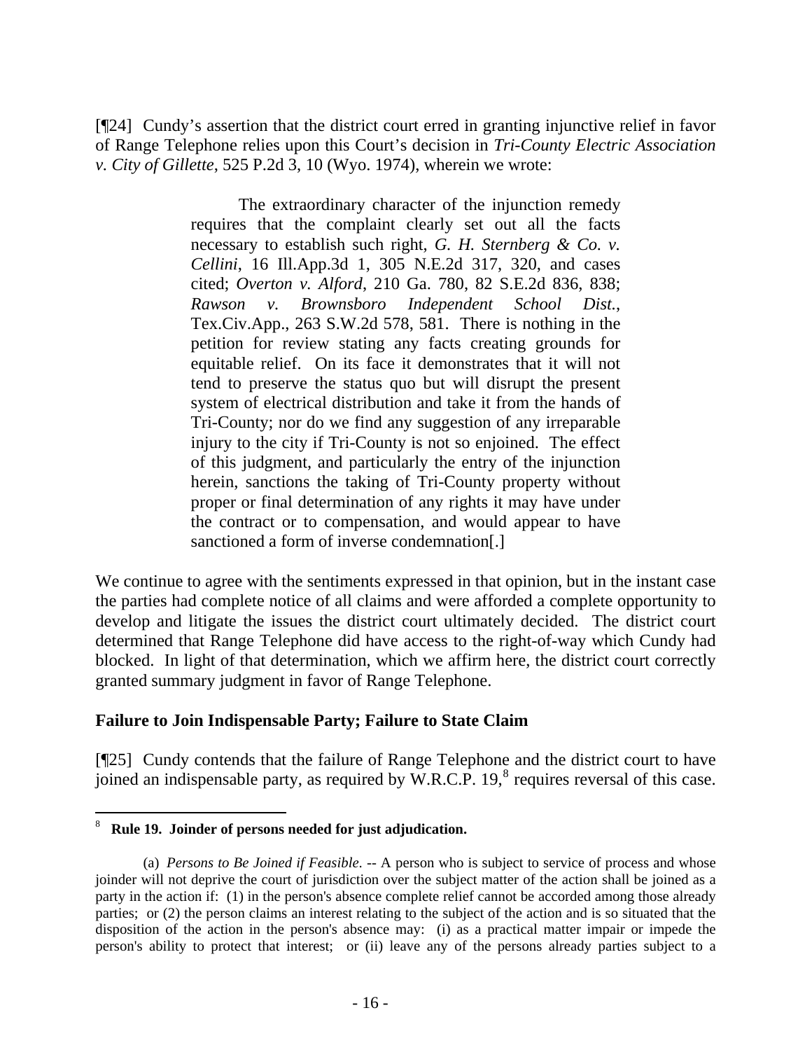[¶24] Cundy's assertion that the district court erred in granting injunctive relief in favor of Range Telephone relies upon this Court's decision in *Tri-County Electric Association v. City of Gillette*, 525 P.2d 3, 10 (Wyo. 1974), wherein we wrote:

> The extraordinary character of the injunction remedy requires that the complaint clearly set out all the facts necessary to establish such right, *G. H. Sternberg & Co. v. Cellini*, 16 Ill.App.3d 1, 305 N.E.2d 317, 320, and cases cited; *Overton v. Alford*, 210 Ga. 780, 82 S.E.2d 836, 838; *Rawson v. Brownsboro Independent School Dist.*, Tex.Civ.App., 263 S.W.2d 578, 581. There is nothing in the petition for review stating any facts creating grounds for equitable relief. On its face it demonstrates that it will not tend to preserve the status quo but will disrupt the present system of electrical distribution and take it from the hands of Tri-County; nor do we find any suggestion of any irreparable injury to the city if Tri-County is not so enjoined. The effect of this judgment, and particularly the entry of the injunction herein, sanctions the taking of Tri-County property without proper or final determination of any rights it may have under the contract or to compensation, and would appear to have sanctioned a form of inverse condemnation[.]

We continue to agree with the sentiments expressed in that opinion, but in the instant case the parties had complete notice of all claims and were afforded a complete opportunity to develop and litigate the issues the district court ultimately decided. The district court determined that Range Telephone did have access to the right-of-way which Cundy had blocked. In light of that determination, which we affirm here, the district court correctly granted summary judgment in favor of Range Telephone.

**Failure to Join Indispensable Party; Failure to State Claim**

[¶25] Cundy contends that the failure of Range Telephone and the district court to have joined an indispensable party, as required by W.R.C.P. 19,[8] requires reversal of this case.

---

[8] **Rule 19. Joinder of persons needed for just adjudication.**

(a) *Persons to Be Joined if Feasible.* -- A person who is subject to service of process and whose joinder will not deprive the court of jurisdiction over the subject matter of the action shall be joined as a party in the action if: (1) in the person's absence complete relief cannot be accorded among those already parties; or (2) the person claims an interest relating to the subject of the action and is so situated that the disposition of the action in the person's absence may: (i) as a practical matter impair or impede the person's ability to protect that interest; or (ii) leave any of the persons already parties subject to a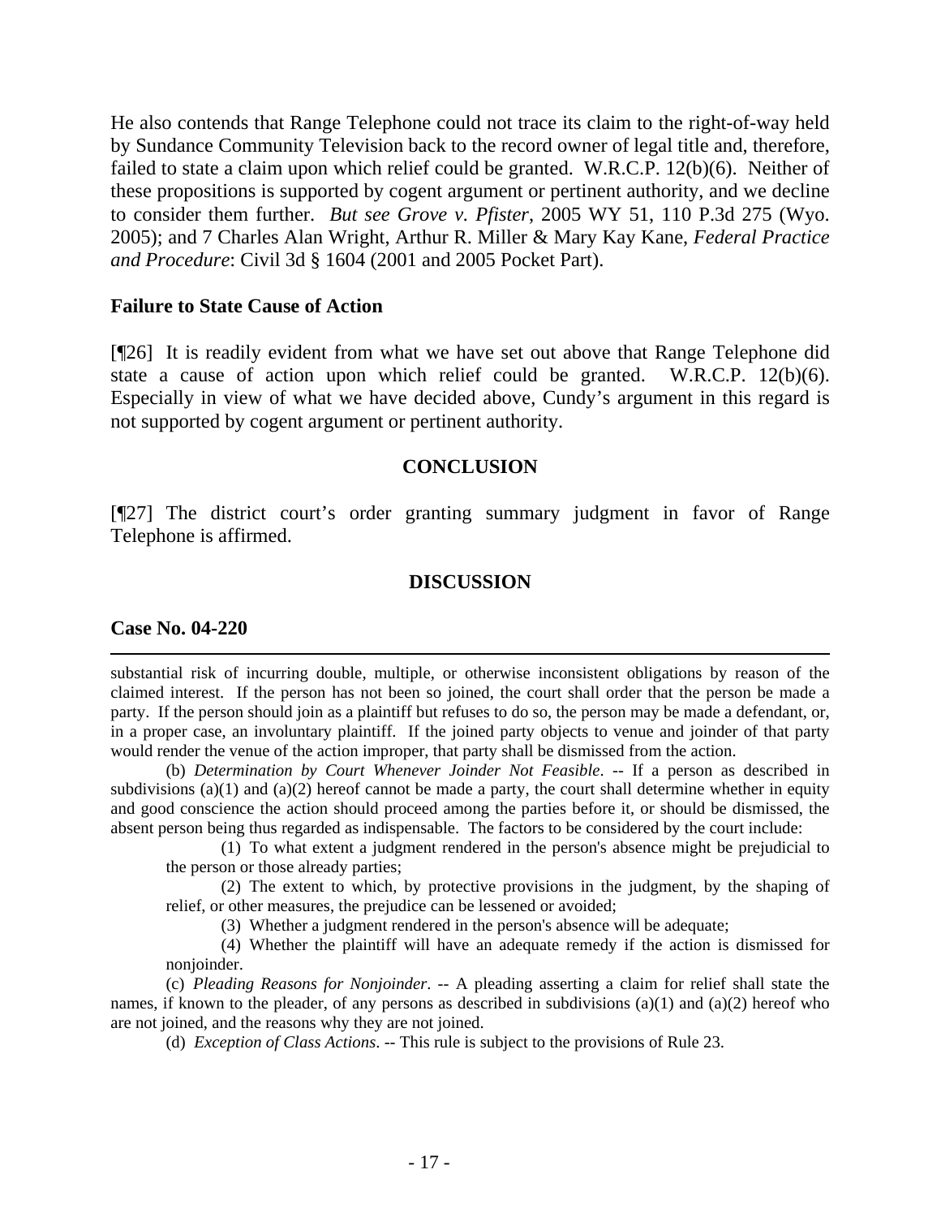He also contends that Range Telephone could not trace its claim to the right-of-way held by Sundance Community Television back to the record owner of legal title and, therefore, failed to state a claim upon which relief could be granted. W.R.C.P. 12(b)(6). Neither of these propositions is supported by cogent argument or pertinent authority, and we decline to consider them further. *But see Grove v. Pfister*, 2005 WY 51, 110 P.3d 275 (Wyo. 2005); and 7 Charles Alan Wright, Arthur R. Miller & Mary Kay Kane, *Federal Practice and Procedure*: Civil 3d § 1604 (2001 and 2005 Pocket Part).

**Failure to State Cause of Action**

[¶26] It is readily evident from what we have set out above that Range Telephone did state a cause of action upon which relief could be granted. W.R.C.P. 12(b)(6). Especially in view of what we have decided above, Cundy's argument in this regard is not supported by cogent argument or pertinent authority.

**CONCLUSION**

[¶27] The district court's order granting summary judgment in favor of Range Telephone is affirmed.

**DISCUSSION**

**Case No. 04-220**

---

substantial risk of incurring double, multiple, or otherwise inconsistent obligations by reason of the claimed interest. If the person has not been so joined, the court shall order that the person be made a party. If the person should join as a plaintiff but refuses to do so, the person may be made a defendant, or, in a proper case, an involuntary plaintiff. If the joined party objects to venue and joinder of that party would render the venue of the action improper, that party shall be dismissed from the action.

(b) *Determination by Court Whenever Joinder Not Feasible*. -- If a person as described in subdivisions (a)(1) and (a)(2) hereof cannot be made a party, the court shall determine whether in equity and good conscience the action should proceed among the parties before it, or should be dismissed, the absent person being thus regarded as indispensable. The factors to be considered by the court include:

(1) To what extent a judgment rendered in the person's absence might be prejudicial to the person or those already parties;

(2) The extent to which, by protective provisions in the judgment, by the shaping of relief, or other measures, the prejudice can be lessened or avoided;

(3) Whether a judgment rendered in the person's absence will be adequate;

(4) Whether the plaintiff will have an adequate remedy if the action is dismissed for nonjoinder.

(c) *Pleading Reasons for Nonjoinder*. -- A pleading asserting a claim for relief shall state the names, if known to the pleader, of any persons as described in subdivisions (a)(1) and (a)(2) hereof who are not joined, and the reasons why they are not joined.

(d) *Exception of Class Actions*. -- This rule is subject to the provisions of Rule 23.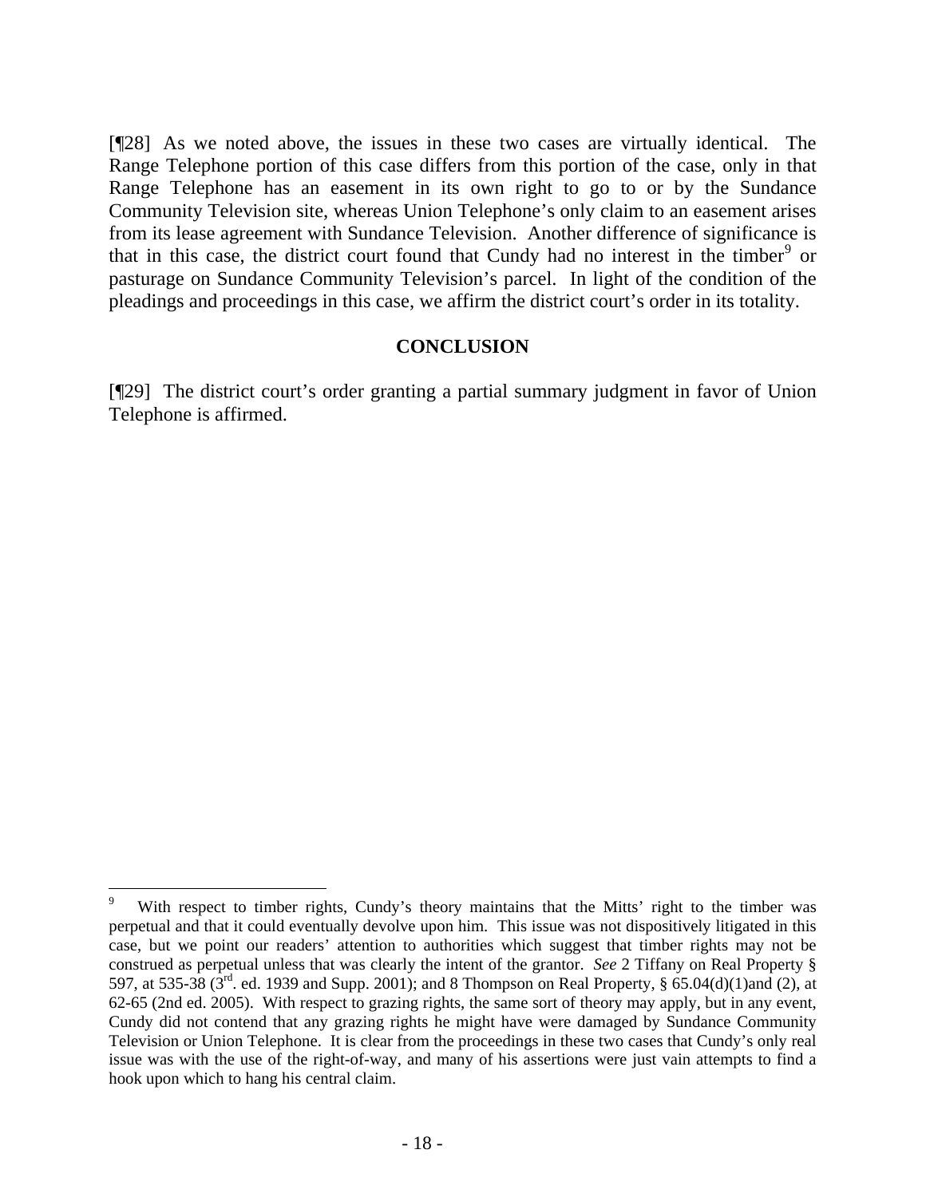[¶28] As we noted above, the issues in these two cases are virtually identical. The Range Telephone portion of this case differs from this portion of the case, only in that Range Telephone has an easement in its own right to go to or by the Sundance Community Television site, whereas Union Telephone's only claim to an easement arises from its lease agreement with Sundance Television. Another difference of significance is that in this case, the district court found that Cundy had no interest in the timber[9] or pasturage on Sundance Community Television's parcel. In light of the condition of the pleadings and proceedings in this case, we affirm the district court's order in its totality.

## CONCLUSION

[¶29] The district court's order granting a partial summary judgment in favor of Union Telephone is affirmed.

---

[9] With respect to timber rights, Cundy's theory maintains that the Mitts' right to the timber was perpetual and that it could eventually devolve upon him. This issue was not dispositively litigated in this case, but we point our readers' attention to authorities which suggest that timber rights may not be construed as perpetual unless that was clearly the intent of the grantor. *See* 2 Tiffany on Real Property § 597, at 535-38 (3rd. ed. 1939 and Supp. 2001); and 8 Thompson on Real Property, § 65.04(d)(1)and (2), at 62-65 (2nd ed. 2005). With respect to grazing rights, the same sort of theory may apply, but in any event, Cundy did not contend that any grazing rights he might have were damaged by Sundance Community Television or Union Telephone. It is clear from the proceedings in these two cases that Cundy's only real issue was with the use of the right-of-way, and many of his assertions were just vain attempts to find a hook upon which to hang his central claim.